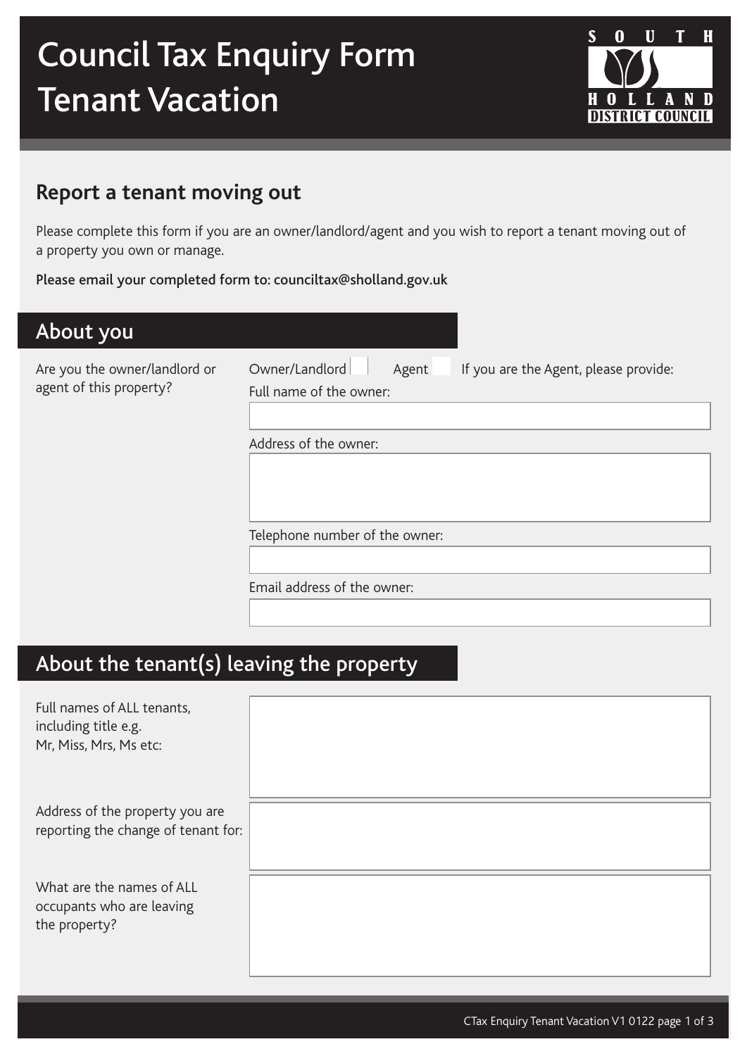# Council Tax Enquiry Form Tenant Vacation

SOUTH HOLLAND DISTRICT COUNCIL

## Report a tenant moving out

Please complete this form if you are an owner/landlord/agent and you wish to report a tenant moving out of a property you own or manage.

**Please email your completed form to: counciltax@sholland.gov.uk**

## About you

Are you the owner/landlord or agent of this property?

Owner/Landlord ☐ Agent ☐ If you are the Agent, please provide:

Full name of the owner:

Address of the owner:

Telephone number of the owner:

Email address of the owner:

## About the tenant(s) leaving the property

Full names of ALL tenants, including title e.g. Mr, Miss, Mrs, Ms etc:

Address of the property you are reporting the change of tenant for:

What are the names of ALL occupants who are leaving the property?

CTax Enquiry Tenant Vacation V1 0122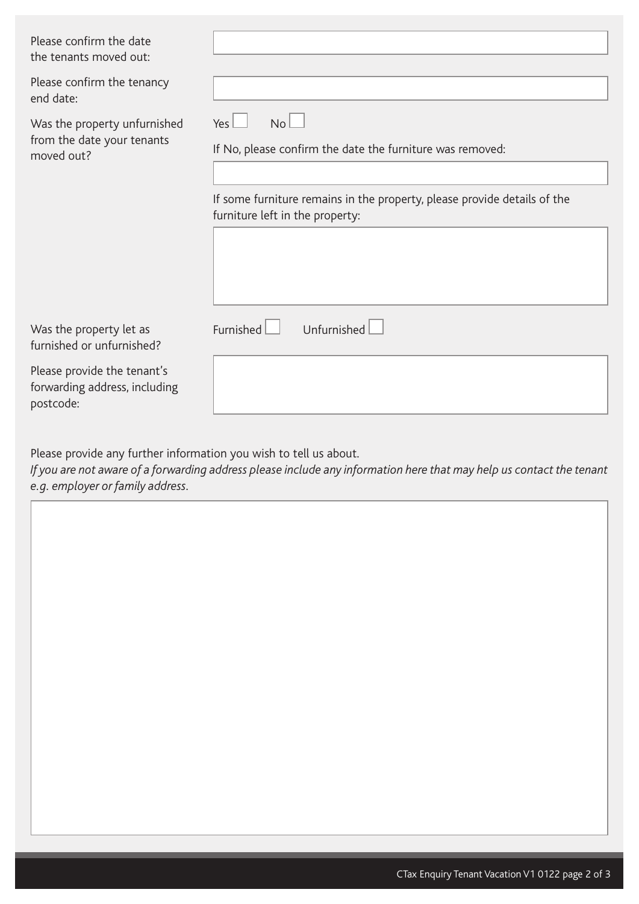Please confirm the date the tenants moved out:

Please confirm the tenancy end date:

Was the property unfurnished from the date your tenants moved out?

Yes ☐ No ☐

If No, please confirm the date the furniture was removed:

If some furniture remains in the property, please provide details of the furniture left in the property:

Was the property let as furnished or unfurnished?

Furnished ☐ Unfurnished ☐

Please provide the tenant's forwarding address, including postcode:

Please provide any further information you wish to tell us about.
*If you are not aware of a forwarding address please include any information here that may help us contact the tenant e.g. employer or family address.*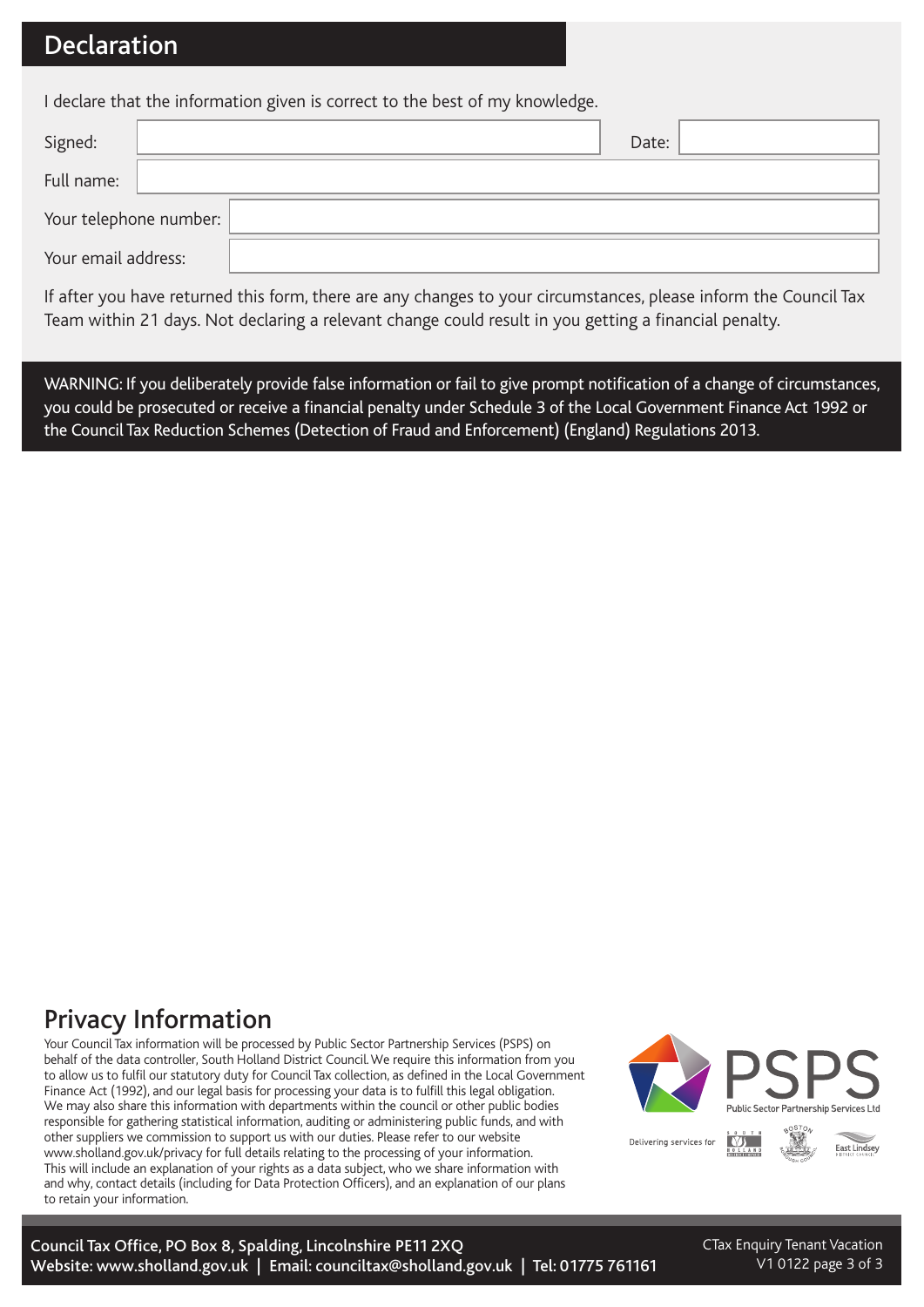## Declaration

I declare that the information given is correct to the best of my knowledge.

| | | | |
|---|---|---|---|
| Signed: | | Date: | |
| Full name: | | | |
| Your telephone number: | | | |
| Your email address: | | | |

If after you have returned this form, there are any changes to your circumstances, please inform the Council Tax Team within 21 days. Not declaring a relevant change could result in you getting a financial penalty.

WARNING: If you deliberately provide false information or fail to give prompt notification of a change of circumstances, you could be prosecuted or receive a financial penalty under Schedule 3 of the Local Government Finance Act 1992 or the Council Tax Reduction Schemes (Detection of Fraud and Enforcement) (England) Regulations 2013.

## Privacy Information

Your Council Tax information will be processed by Public Sector Partnership Services (PSPS) on behalf of the data controller, South Holland District Council. We require this information from you to allow us to fulfil our statutory duty for Council Tax collection, as defined in the Local Government Finance Act (1992), and our legal basis for processing your data is to fulfill this legal obligation. We may also share this information with departments within the council or other public bodies responsible for gathering statistical information, auditing or administering public funds, and with other suppliers we commission to support us with our duties. Please refer to our website www.sholland.gov.uk/privacy for full details relating to the processing of your information. This will include an explanation of your rights as a data subject, who we share information with and why, contact details (including for Data Protection Officers), and an explanation of our plans to retain your information.

PSPS
Public Sector Partnership Services Ltd

Delivering services for South Holland, Boston, East Lindsey

**Council Tax Office, PO Box 8, Spalding, Lincolnshire PE11 2XQ**
**Website: www.sholland.gov.uk | Email: counciltax@sholland.gov.uk | Tel: 01775 761161**

CTax Enquiry Tenant Vacation
V1 0122